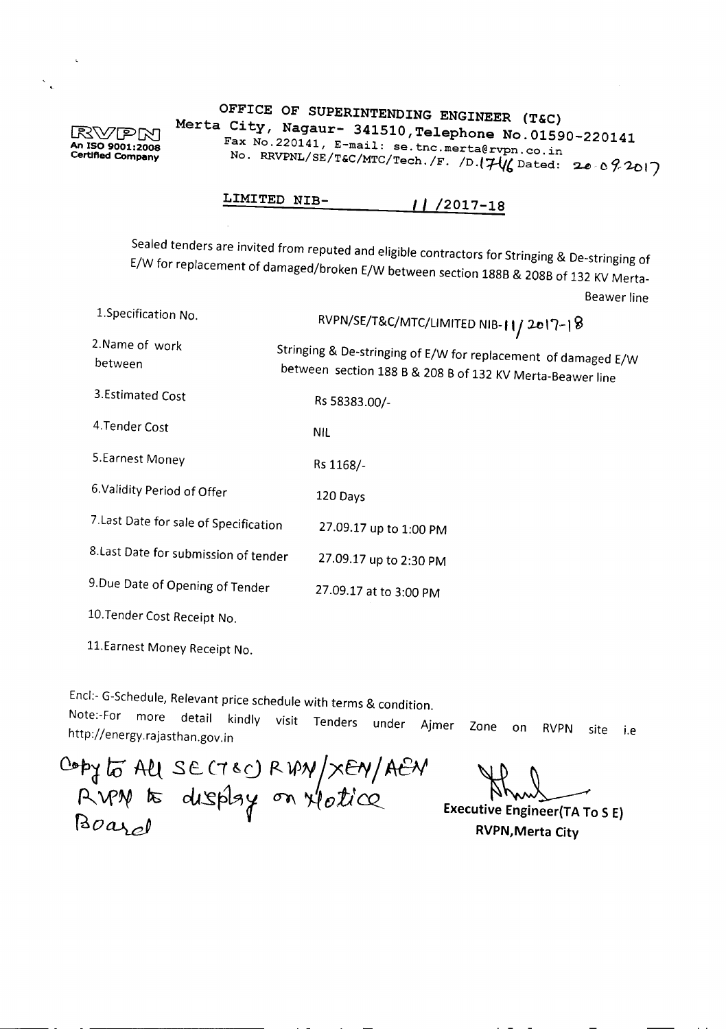RVPN
An ISO 9001:2008 Certified Company

OFFICE OF SUPERINTENDING ENGINEER (T&C)
Merta City, Nagaur- 341510,Telephone No.01590-220141
Fax No.220141, E-mail: se.tnc.merta@rvpn.co.in
No. RRVPNL/SE/T&C/MTC/Tech./F. /D.1746 Dated: 20.09.2017

## LIMITED NIB- 11 /2017-18

Sealed tenders are invited from reputed and eligible contractors for Stringing & De-stringing of E/W for replacement of damaged/broken E/W between section 188B & 208B of 132 KV Merta-Beawer line

| | |
|---|---|
| 1.Specification No. | RVPN/SE/T&C/MTC/LIMITED NIB-11/2017-18 |
| 2.Name of work between | Stringing & De-stringing of E/W for replacement of damaged E/W between section 188 B & 208 B of 132 KV Merta-Beawer line |
| 3.Estimated Cost | Rs 58383.00/- |
| 4.Tender Cost | NIL |
| 5.Earnest Money | Rs 1168/- |
| 6.Validity Period of Offer | 120 Days |
| 7.Last Date for sale of Specification | 27.09.17 up to 1:00 PM |
| 8.Last Date for submission of tender | 27.09.17 up to 2:30 PM |
| 9.Due Date of Opening of Tender | 27.09.17 at to 3:00 PM |
| 10.Tender Cost Receipt No. | |
| 11.Earnest Money Receipt No. | |

Encl:- G-Schedule, Relevant price schedule with terms & condition.
Note:-For more detail kindly visit Tenders under Ajmer Zone on RVPN site i.e http://energy.rajasthan.gov.in

Copy to All SE (T&C) RVPN/XEN/AEN RVPN to display on Notice Board

Executive Engineer(TA To S E)
RVPN,Merta City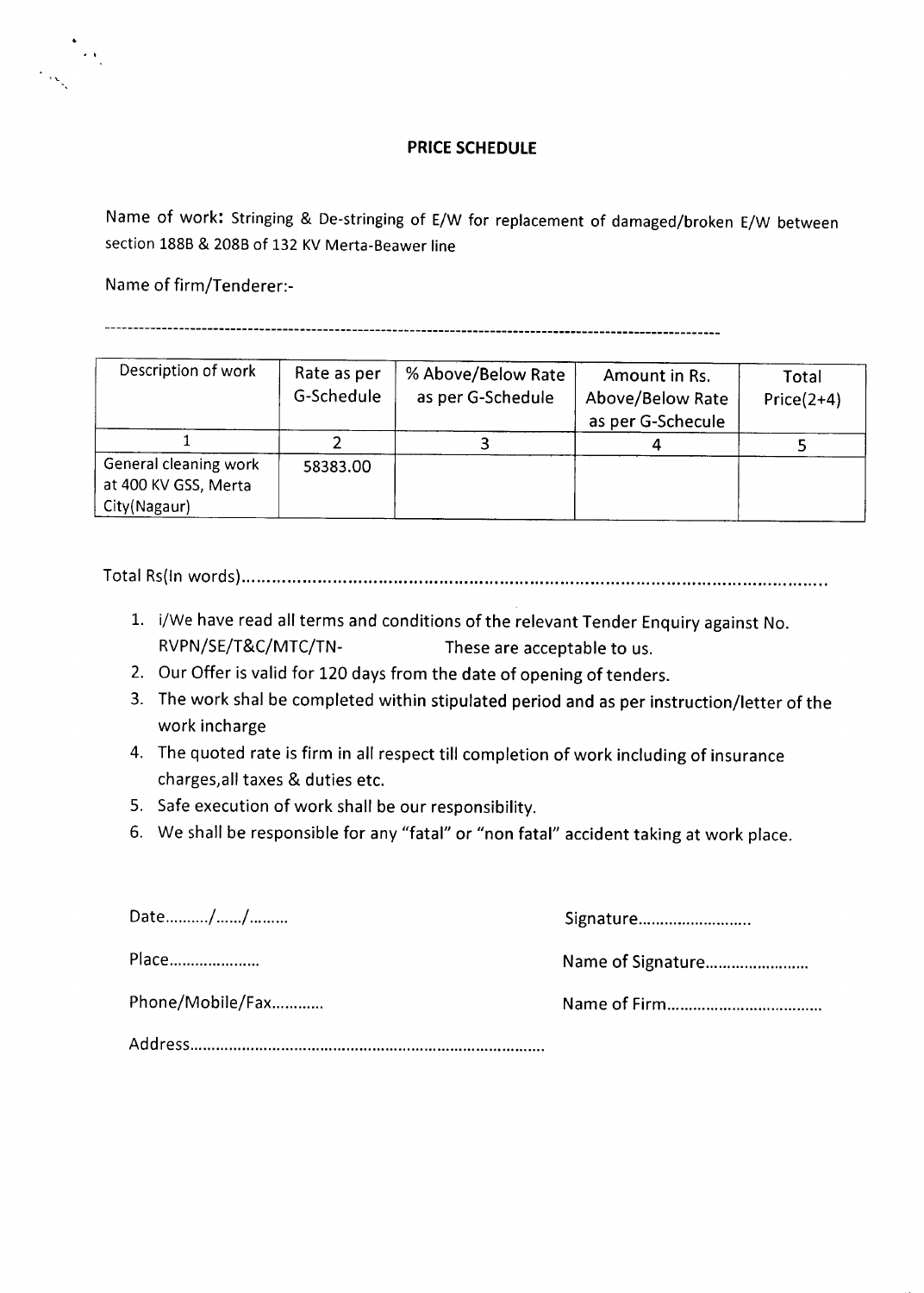**PRICE SCHEDULE**

Name of work: Stringing & De-stringing of E/W for replacement of damaged/broken E/W between section 188B & 208B of 132 KV Merta-Beawer line

Name of firm/Tenderer:-

-----------------------------------------------------------------------------------------------------------

| Description of work | Rate as per G-Schedule | % Above/Below Rate as per G-Schedule | Amount in Rs. Above/Below Rate as per G-Schecule | Total Price(2+4) |
|---|---|---|---|---|
| 1 | 2 | 3 | 4 | 5 |
| General cleaning work at 400 KV GSS, Merta City(Nagaur) | 58383.00 | | | |

Total Rs(In words)........................................................................................................................

1. i/We have read all terms and conditions of the relevant Tender Enquiry against No. RVPN/SE/T&C/MTC/TN- These are acceptable to us.
2. Our Offer is valid for 120 days from the date of opening of tenders.
3. The work shal be completed within stipulated period and as per instruction/letter of the work incharge
4. The quoted rate is firm in all respect till completion of work including of insurance charges,all taxes & duties etc.
5. Safe execution of work shall be our responsibility.
6. We shall be responsible for any "fatal" or "non fatal" accident taking at work place.

Date........../....../.........

Signature..........................

Place.....................

Name of Signature........................

Phone/Mobile/Fax............

Name of Firm...................................

Address................................................................................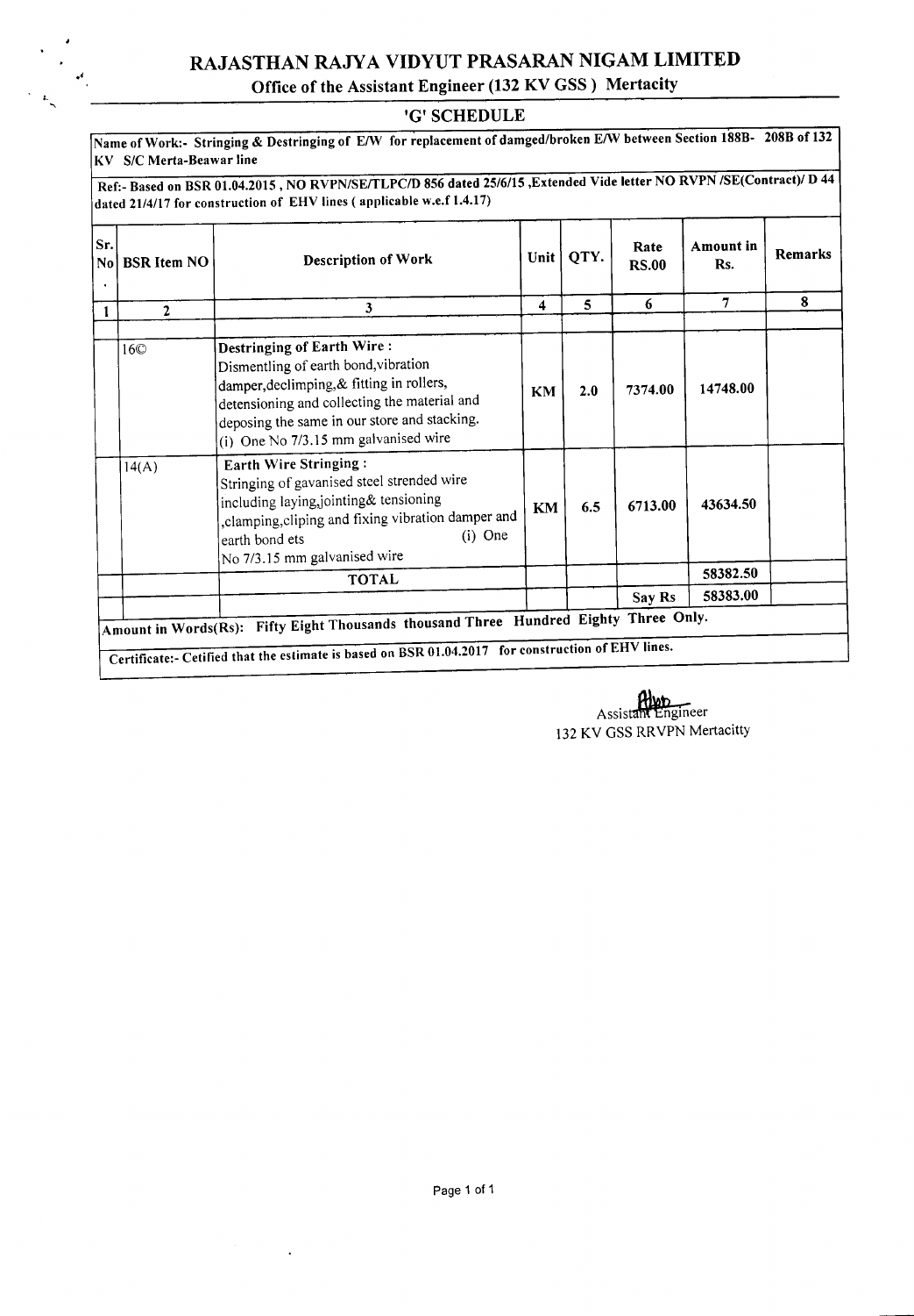# RAJASTHAN RAJYA VIDYUT PRASARAN NIGAM LIMITED

## Office of the Assistant Engineer (132 KV GSS ) Mertacity

### 'G' SCHEDULE

**Name of Work:- Stringing & Destringing of E/W for replacement of damged/broken E/W between Section 188B- 208B of 132 KV S/C Merta-Beawar line**

**Ref:- Based on BSR 01.04.2015 , NO RVPN/SE/TLPC/D 856 dated 25/6/15 ,Extended Vide letter NO RVPN /SE(Contract)/ D 44 dated 21/4/17 for construction of EHV lines ( applicable w.e.f 1.4.17)**

| Sr. No. | BSR Item NO | Description of Work | Unit | QTY. | Rate RS.00 | Amount in Rs. | Remarks |
|---|---|---|---|---|---|---|---|
| 1 | 2 | 3 | 4 | 5 | 6 | 7 | 8 |
| | 16© | **Destringing of Earth Wire :** Dismentling of earth bond,vibration damper,declimping,& fitting in rollers, detensioning and collecting the material and deposing the same in our store and stacking. (i) One No 7/3.15 mm galvanised wire | KM | 2.0 | 7374.00 | 14748.00 | |
| | 14(A) | **Earth Wire Stringing :** Stringing of gavanised steel strended wire including laying,jointing& tensioning ,clamping,cliping and fixing vibration damper and earth bond ets (i) One No 7/3.15 mm galvanised wire | KM | 6.5 | 6713.00 | 43634.50 | |
| | | TOTAL | | | | 58382.50 | |
| | | | | | Say Rs | 58383.00 | |

**Amount in Words(Rs): Fifty Eight Thousands thousand Three Hundred Eighty Three Only.**

**Certificate:- Cetified that the estimate is based on BSR 01.04.2017 for construction of EHV lines.**

Assistant Engineer
132 KV GSS RRVPN Mertacitty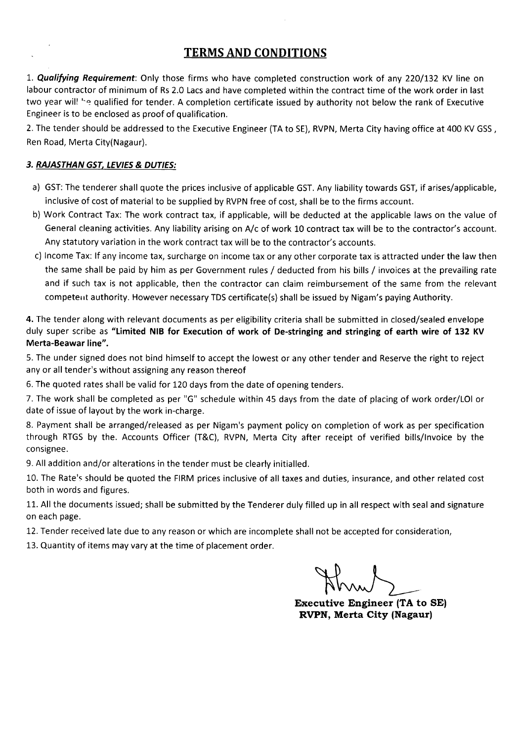## TERMS AND CONDITIONS

1. ***Qualifying Requirement***: Only those firms who have completed construction work of any 220/132 KV line on labour contractor of minimum of Rs 2.0 Lacs and have completed within the contract time of the work order in last two year will be qualified for tender. A completion certificate issued by authority not below the rank of Executive Engineer is to be enclosed as proof of qualification.

2. The tender should be addressed to the Executive Engineer (TA to SE), RVPN, Merta City having office at 400 KV GSS , Ren Road, Merta City(Nagaur).

### 3. *RAJASTHAN GST, LEVIES & DUTIES:*

a) GST: The tenderer shall quote the prices inclusive of applicable GST. Any liability towards GST, if arises/applicable, inclusive of cost of material to be supplied by RVPN free of cost, shall be to the firms account.

b) Work Contract Tax: The work contract tax, if applicable, will be deducted at the applicable laws on the value of General cleaning activities. Any liability arising on A/c of work 10 contract tax will be to the contractor's account. Any statutory variation in the work contract tax will be to the contractor's accounts.

c) Income Tax: If any income tax, surcharge on income tax or any other corporate tax is attracted under the law then the same shall be paid by him as per Government rules / deducted from his bills / invoices at the prevailing rate and if such tax is not applicable, then the contractor can claim reimbursement of the same from the relevant competent authority. However necessary TDS certificate(s) shall be issued by Nigam's paying Authority.

**4.** The tender along with relevant documents as per eligibility criteria shall be submitted in closed/sealed envelope duly super scribe as **"Limited NIB for Execution of work of De-stringing and stringing of earth wire of 132 KV Merta-Beawar line".**

5. The under signed does not bind himself to accept the lowest or any other tender and Reserve the right to reject any or all tender's without assigning any reason thereof

6. The quoted rates shall be valid for 120 days from the date of opening tenders.

7. The work shall be completed as per "G" schedule within 45 days from the date of placing of work order/LOI or date of issue of layout by the work in-charge.

8. Payment shall be arranged/released as per Nigam's payment policy on completion of work as per specification through RTGS by the. Accounts Officer (T&C), RVPN, Merta City after receipt of verified bills/Invoice by the consignee.

9. All addition and/or alterations in the tender must be clearly initialled.

10. The Rate's should be quoted the FIRM prices inclusive of all taxes and duties, insurance, and other related cost both in words and figures.

11. All the documents issued; shall be submitted by the Tenderer duly filled up in all respect with seal and signature on each page.

12. Tender received late due to any reason or which are incomplete shall not be accepted for consideration,

13. Quantity of items may vary at the time of placement order.

**Executive Engineer (TA to SE)**
**RVPN, Merta City (Nagaur)**